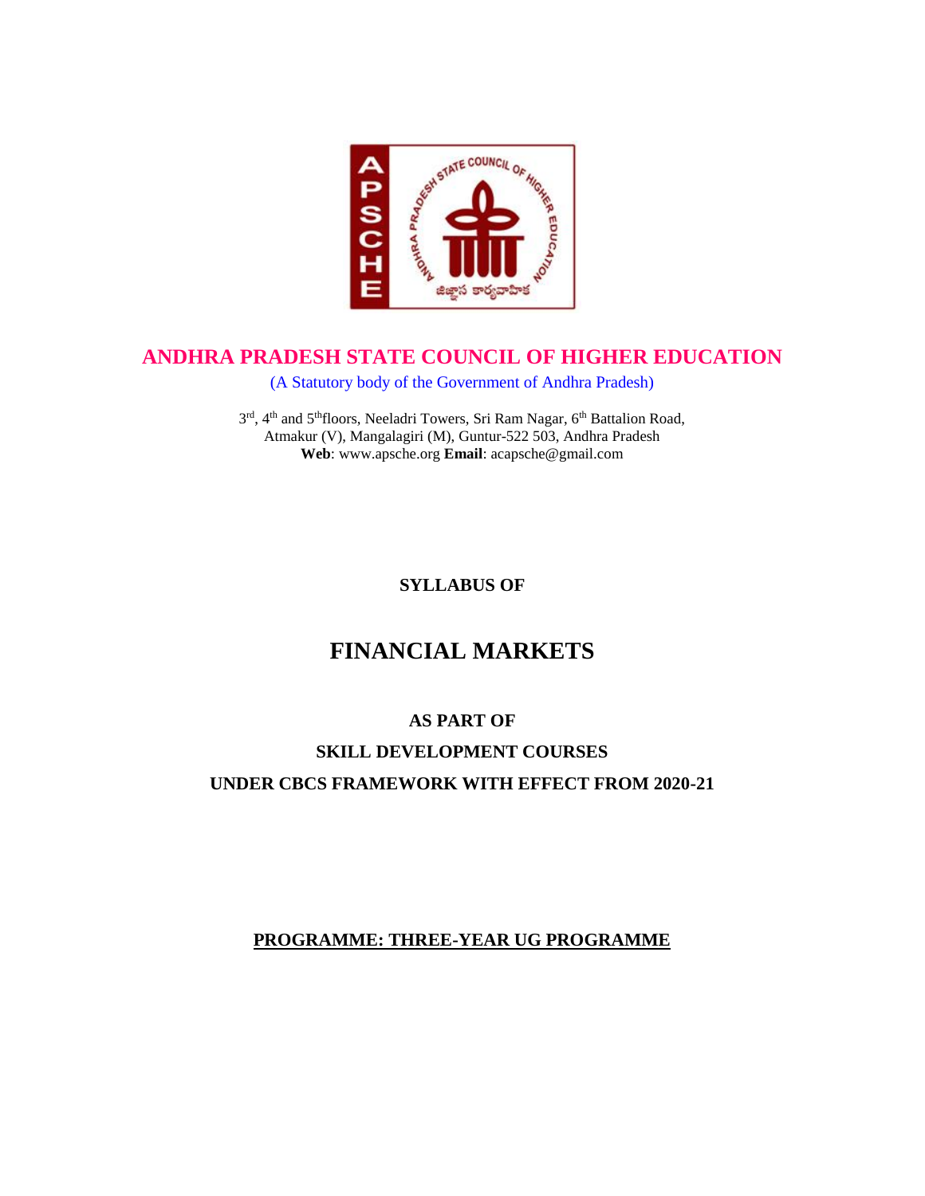# ANDHRA PRADESH STATE COUNCIL OF HIGHER EDUCATION

(A Statutory body of the Government of Andhra Pradesh)

3rd, 4th and 5th floors, Neeladri Towers, Sri Ram Nagar, 6th Battalion Road,
Atmakur (V), Mangalagiri (M), Guntur-522 503, Andhra Pradesh
**Web**: www.apsche.org **Email**: acapsche@gmail.com

**SYLLABUS OF**

# FINANCIAL MARKETS

**AS PART OF**

**SKILL DEVELOPMENT COURSES**

**UNDER CBCS FRAMEWORK WITH EFFECT FROM 2020-21**

**PROGRAMME: THREE-YEAR UG PROGRAMME**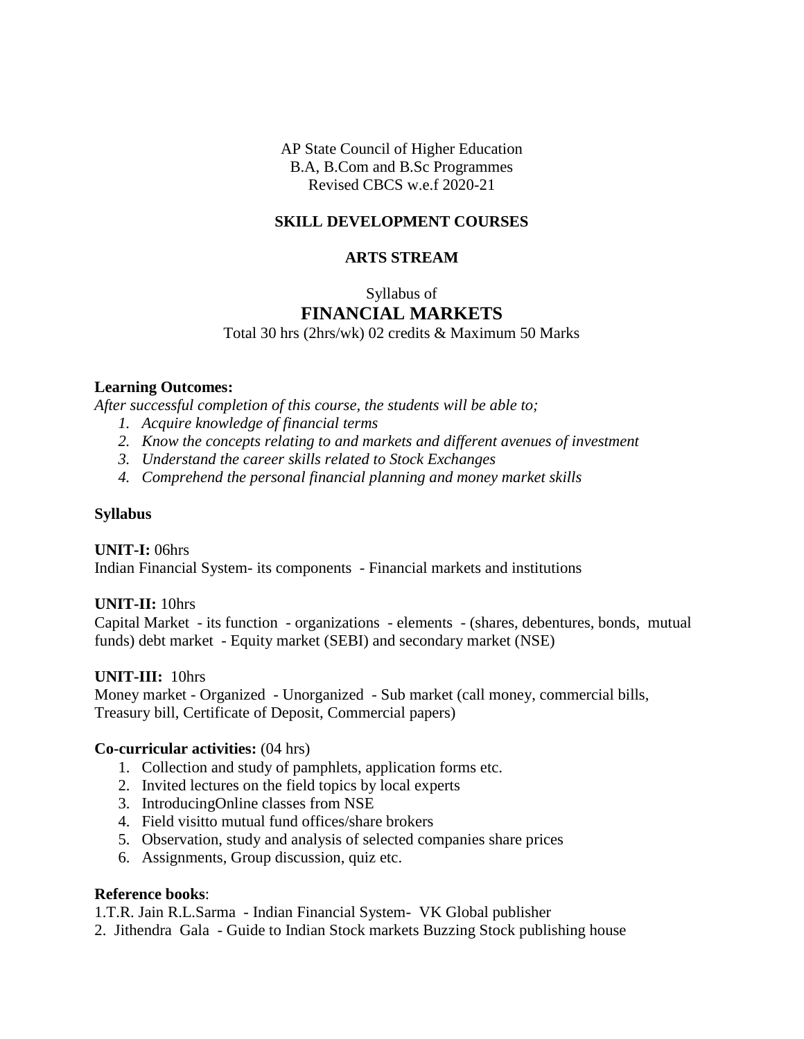AP State Council of Higher Education
B.A, B.Com and B.Sc Programmes
Revised CBCS w.e.f 2020-21

**SKILL DEVELOPMENT COURSES**

**ARTS STREAM**

Syllabus of

# FINANCIAL MARKETS

Total 30 hrs (2hrs/wk) 02 credits & Maximum 50 Marks

**Learning Outcomes:**

*After successful completion of this course, the students will be able to;*

1. *Acquire knowledge of financial terms*
2. *Know the concepts relating to and markets and different avenues of investment*
3. *Understand the career skills related to Stock Exchanges*
4. *Comprehend the personal financial planning and money market skills*

**Syllabus**

**UNIT-I:** 06hrs

Indian Financial System- its components - Financial markets and institutions

**UNIT-II:** 10hrs

Capital Market - its function - organizations - elements - (shares, debentures, bonds, mutual funds) debt market - Equity market (SEBI) and secondary market (NSE)

**UNIT-III:** 10hrs

Money market - Organized - Unorganized - Sub market (call money, commercial bills, Treasury bill, Certificate of Deposit, Commercial papers)

**Co-curricular activities:** (04 hrs)

1. Collection and study of pamphlets, application forms etc.
2. Invited lectures on the field topics by local experts
3. IntroducingOnline classes from NSE
4. Field visitto mutual fund offices/share brokers
5. Observation, study and analysis of selected companies share prices
6. Assignments, Group discussion, quiz etc.

**Reference books**:

1.T.R. Jain R.L.Sarma - Indian Financial System- VK Global publisher

2. Jithendra Gala - Guide to Indian Stock markets Buzzing Stock publishing house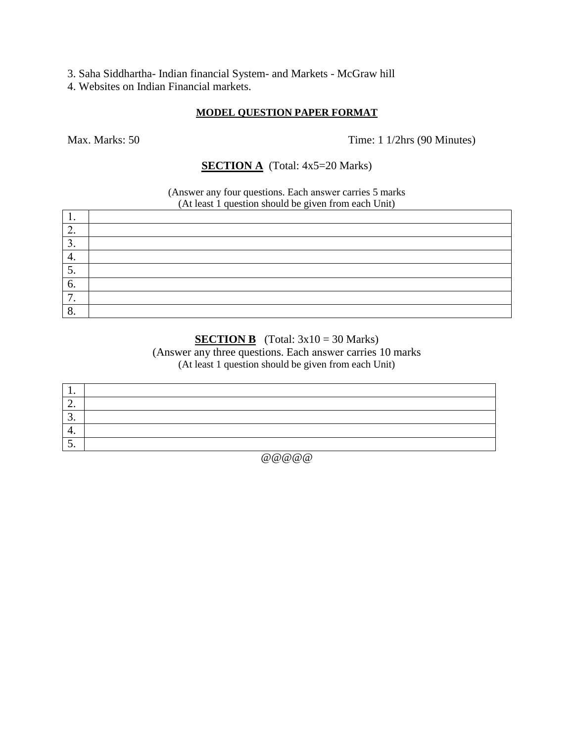3. Saha Siddhartha- Indian financial System- and Markets - McGraw hill
4. Websites on Indian Financial markets.

## MODEL QUESTION PAPER FORMAT

Max. Marks: 50 Time: 1 1/2hrs (90 Minutes)

**SECTION A** (Total: 4x5=20 Marks)

(Answer any four questions. Each answer carries 5 marks
(At least 1 question should be given from each Unit)

| | |
|---|---|
| 1. | |
| 2. | |
| 3. | |
| 4. | |
| 5. | |
| 6. | |
| 7. | |
| 8. | |

**SECTION B** (Total: 3x10 = 30 Marks)

(Answer any three questions. Each answer carries 10 marks
(At least 1 question should be given from each Unit)

| | |
|---|---|
| 1. | |
| 2. | |
| 3. | |
| 4. | |
| 5. | |

@@@@@